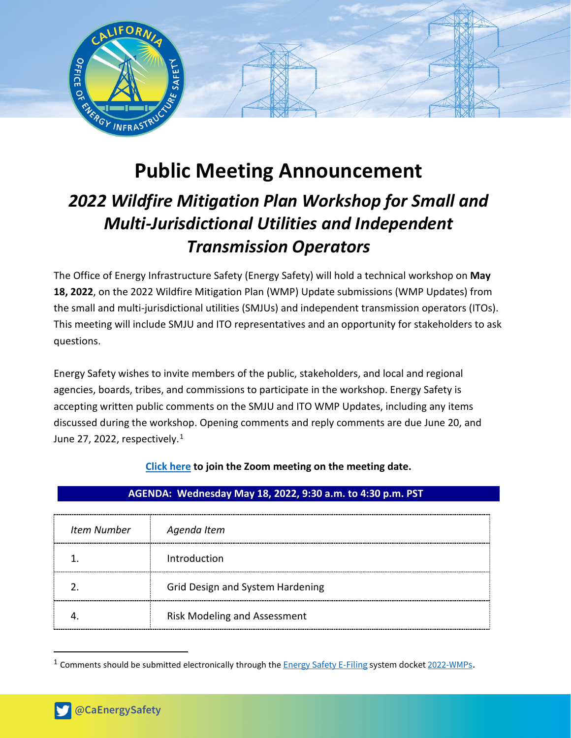# Public Meeting Announcement

## *2022 Wildfire Mitigation Plan Workshop for Small and Multi-Jurisdictional Utilities and Independent Transmission Operators*

The Office of Energy Infrastructure Safety (Energy Safety) will hold a technical workshop on **May 18, 2022**, on the 2022 Wildfire Mitigation Plan (WMP) Update submissions (WMP Updates) from the small and multi-jurisdictional utilities (SMJUs) and independent transmission operators (ITOs). This meeting will include SMJU and ITO representatives and an opportunity for stakeholders to ask questions.

Energy Safety wishes to invite members of the public, stakeholders, and local and regional agencies, boards, tribes, and commissions to participate in the workshop. Energy Safety is accepting written public comments on the SMJU and ITO WMP Updates, including any items discussed during the workshop. Opening comments and reply comments are due June 20, and June 27, 2022, respectively.[1]

**[Click here](#) to join the Zoom meeting on the meeting date.**

**AGENDA: Wednesday May 18, 2022, 9:30 a.m. to 4:30 p.m. PST**

| *Item Number* | *Agenda Item* |
|---|---|
| 1. | Introduction |
| 2. | Grid Design and System Hardening |
| 4. | Risk Modeling and Assessment |

[1] Comments should be submitted electronically through the Energy Safety E-Filing system docket 2022-WMPs.

@CaEnergySafety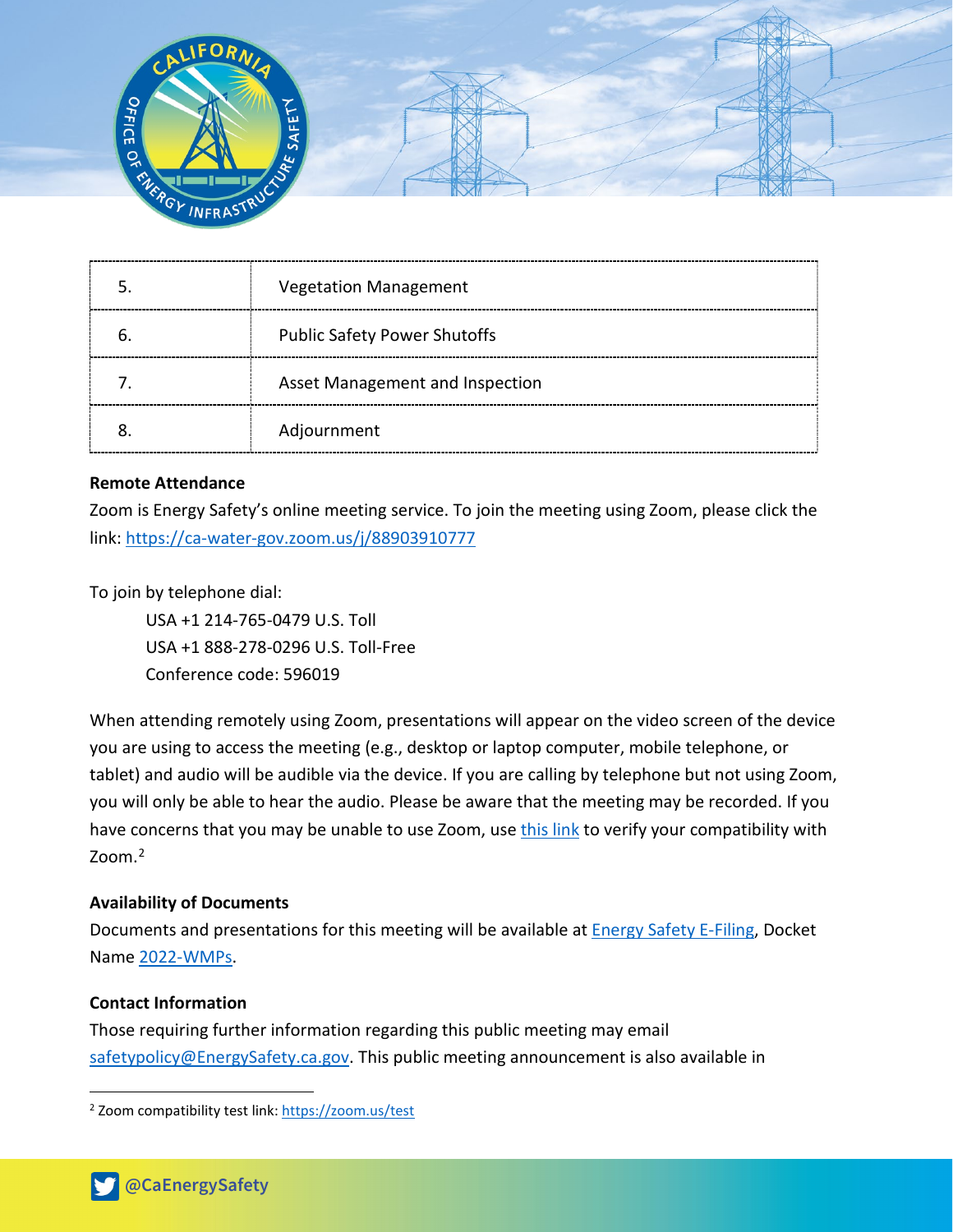| 5. | Vegetation Management |
|---|---|
| 6. | Public Safety Power Shutoffs |
| 7. | Asset Management and Inspection |
| 8. | Adjournment |

**Remote Attendance**

Zoom is Energy Safety's online meeting service. To join the meeting using Zoom, please click the link: https://ca-water-gov.zoom.us/j/88903910777

To join by telephone dial:

USA +1 214-765-0479 U.S. Toll
USA +1 888-278-0296 U.S. Toll-Free
Conference code: 596019

When attending remotely using Zoom, presentations will appear on the video screen of the device you are using to access the meeting (e.g., desktop or laptop computer, mobile telephone, or tablet) and audio will be audible via the device. If you are calling by telephone but not using Zoom, you will only be able to hear the audio. Please be aware that the meeting may be recorded. If you have concerns that you may be unable to use Zoom, use this link to verify your compatibility with Zoom.[2]

**Availability of Documents**

Documents and presentations for this meeting will be available at Energy Safety E-Filing, Docket Name 2022-WMPs.

**Contact Information**

Those requiring further information regarding this public meeting may email safetypolicy@EnergySafety.ca.gov. This public meeting announcement is also available in

[2] Zoom compatibility test link: https://zoom.us/test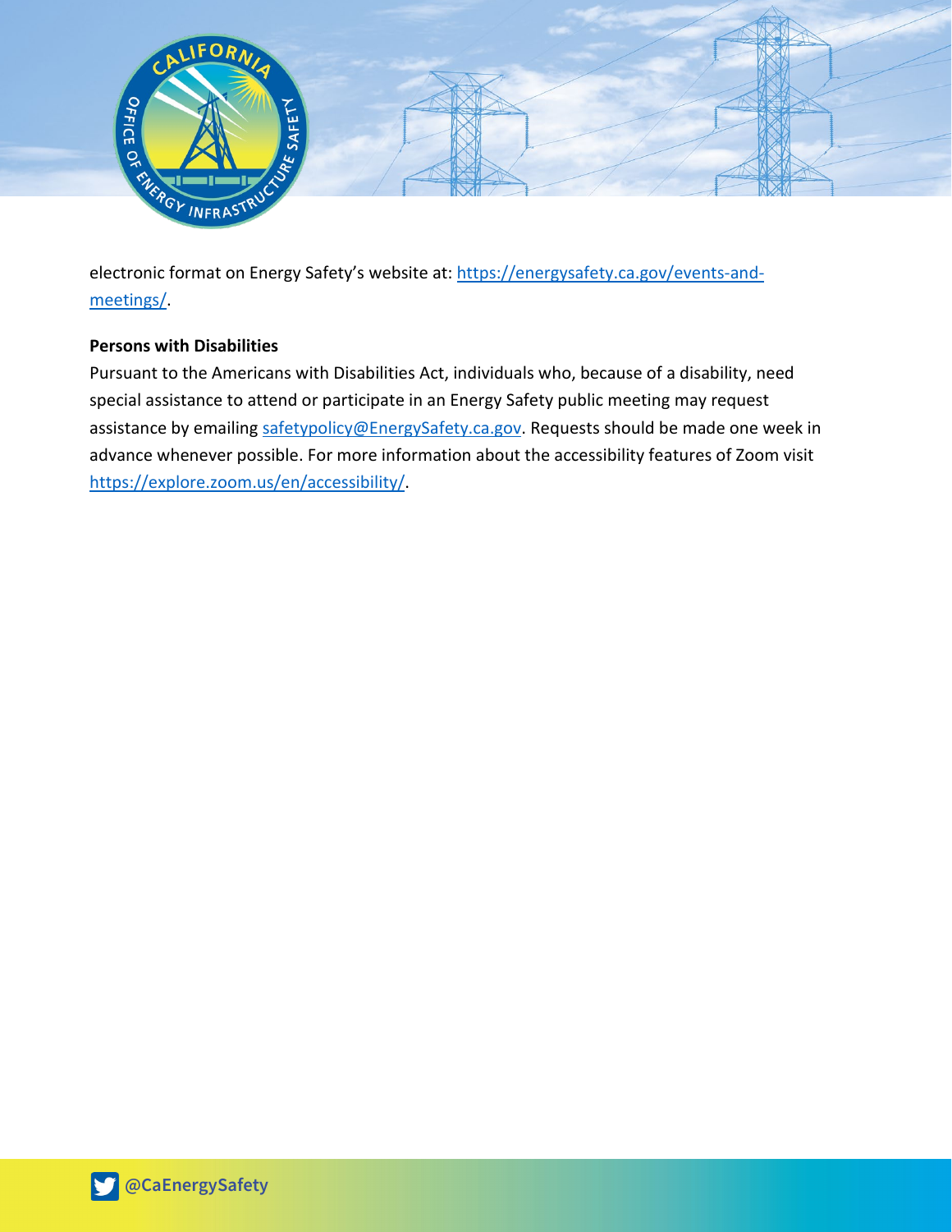electronic format on Energy Safety's website at: https://energysafety.ca.gov/events-and-meetings/.

**Persons with Disabilities**

Pursuant to the Americans with Disabilities Act, individuals who, because of a disability, need special assistance to attend or participate in an Energy Safety public meeting may request assistance by emailing safetypolicy@EnergySafety.ca.gov. Requests should be made one week in advance whenever possible. For more information about the accessibility features of Zoom visit https://explore.zoom.us/en/accessibility/.